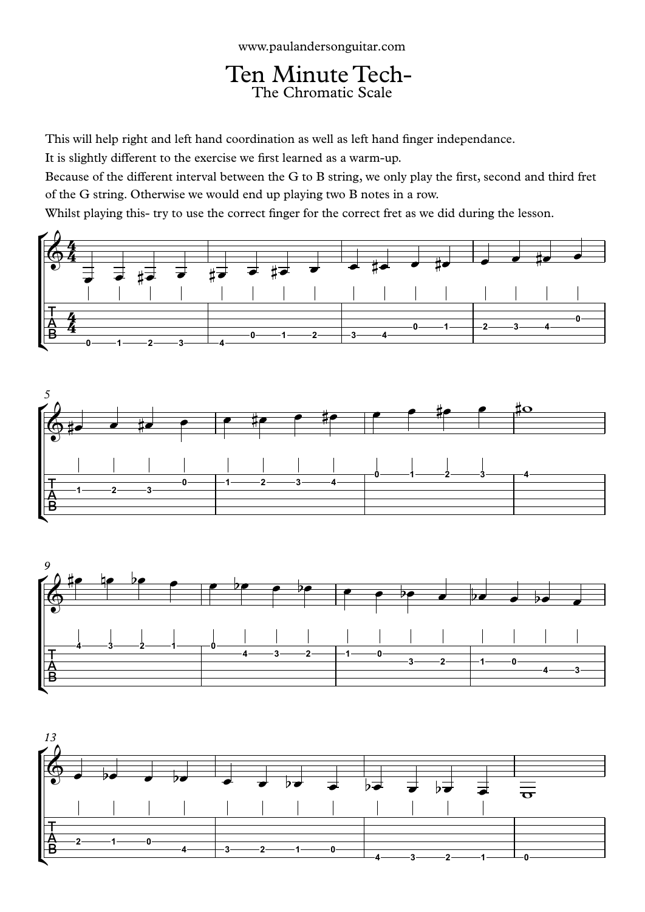www.paulandersonguitar.com

# Ten Minute Tech-
## The Chromatic Scale

This will help right and left hand coordination as well as left hand finger independance.

It is slightly different to the exercise we first learned as a warm-up.

Because of the different interval between the G to B string, we only play the first, second and third fret of the G string. Otherwise we would end up playing two B notes in a row.

Whilst playing this- try to use the correct finger for the correct fret as we did during the lesson.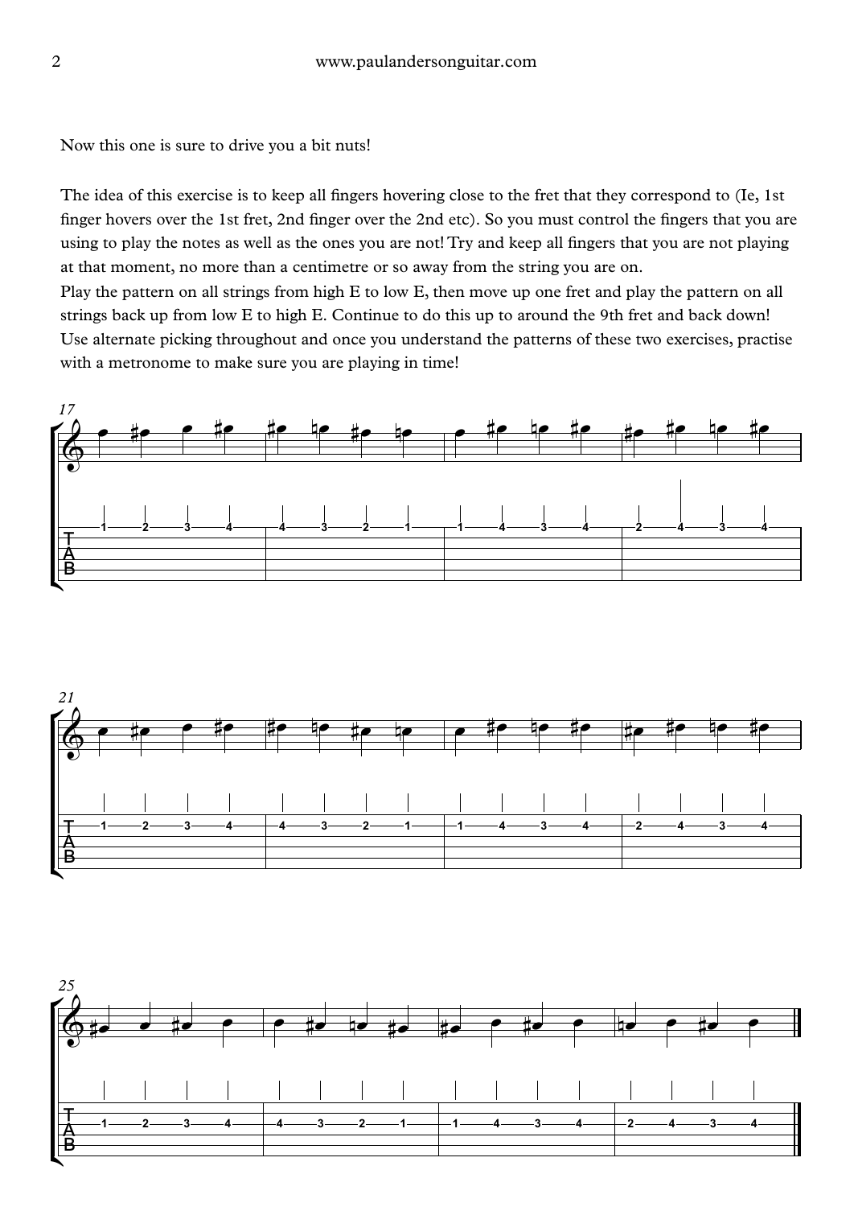Now this one is sure to drive you a bit nuts!

The idea of this exercise is to keep all fingers hovering close to the fret that they correspond to (Ie, 1st finger hovers over the 1st fret, 2nd finger over the 2nd etc). So you must control the fingers that you are using to play the notes as well as the ones you are not! Try and keep all fingers that you are not playing at that moment, no more than a centimetre or so away from the string you are on.
Play the pattern on all strings from high E to low E, then move up one fret and play the pattern on all strings back up from low E to high E. Continue to do this up to around the 9th fret and back down!
Use alternate picking throughout and once you understand the patterns of these two exercises, practise with a metronome to make sure you are playing in time!

17

21

25